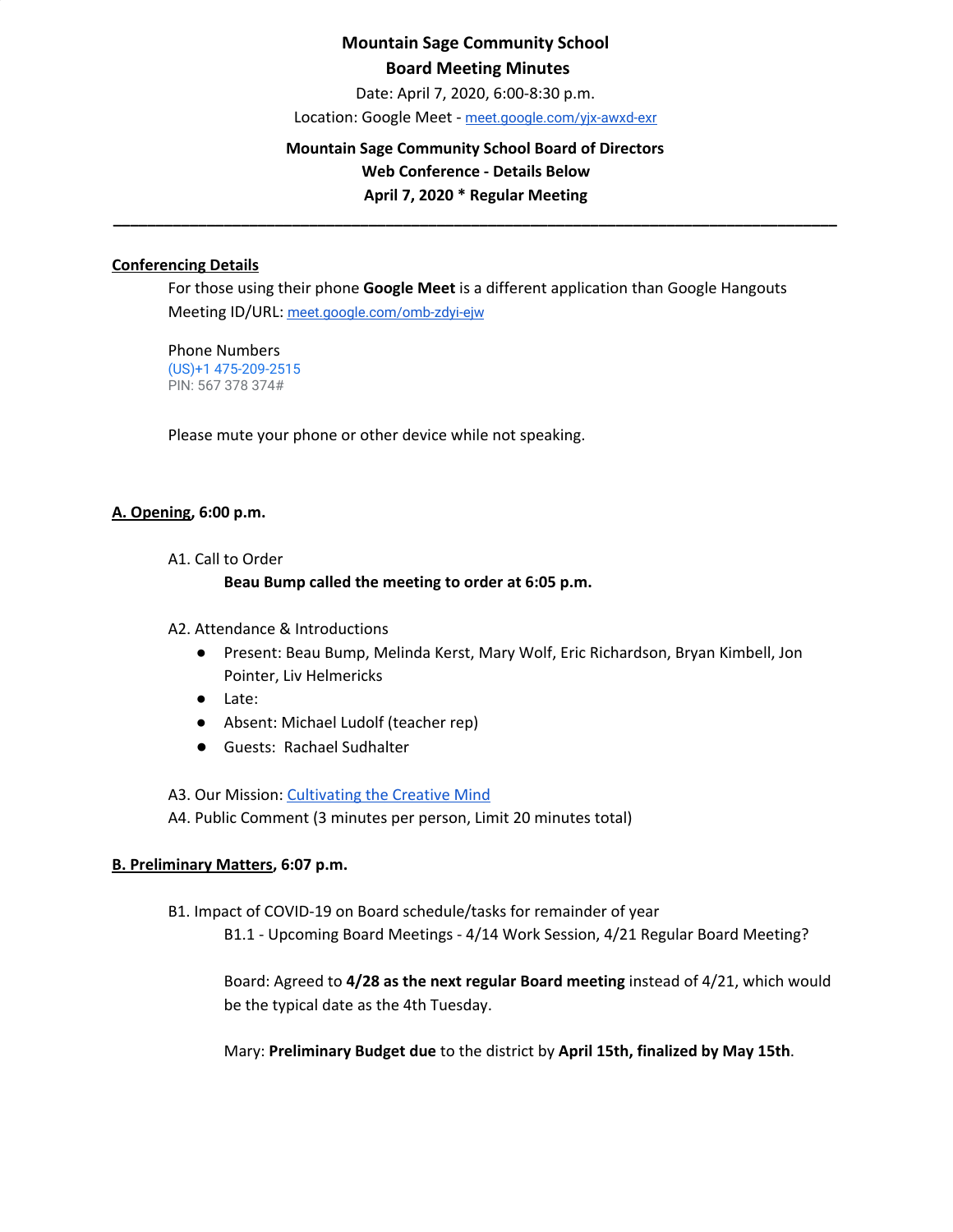**Mountain Sage Community School**

**Board Meeting Minutes**

Date: April 7, 2020, 6:00-8:30 p.m.

Location: Google Meet - [meet.google.com/yjx-awxd-exr](meet.google.com/yjx-awxd-exr)

**Mountain Sage Community School Board of Directors**

**Web Conference - Details Below**

**April 7, 2020 * Regular Meeting**

---

**Conferencing Details**

For those using their phone **Google Meet** is a different application than Google Hangouts

Meeting ID/URL: [meet.google.com/omb-zdyi-ejw](meet.google.com/omb-zdyi-ejw)

Phone Numbers

(US)+1 475-209-2515

PIN: 567 378 374#

Please mute your phone or other device while not speaking.

**A. Opening, 6:00 p.m.**

A1. Call to Order

**Beau Bump called the meeting to order at 6:05 p.m.**

A2. Attendance & Introductions

- Present: Beau Bump, Melinda Kerst, Mary Wolf, Eric Richardson, Bryan Kimbell, Jon Pointer, Liv Helmericks
- Late:
- Absent: Michael Ludolf (teacher rep)
- Guests: Rachael Sudhalter

A3. Our Mission: Cultivating the Creative Mind

A4. Public Comment (3 minutes per person, Limit 20 minutes total)

**B. Preliminary Matters, 6:07 p.m.**

B1. Impact of COVID-19 on Board schedule/tasks for remainder of year

B1.1 - Upcoming Board Meetings - 4/14 Work Session, 4/21 Regular Board Meeting?

Board: Agreed to **4/28 as the next regular Board meeting** instead of 4/21, which would be the typical date as the 4th Tuesday.

Mary: **Preliminary Budget due** to the district by **April 15th, finalized by May 15th**.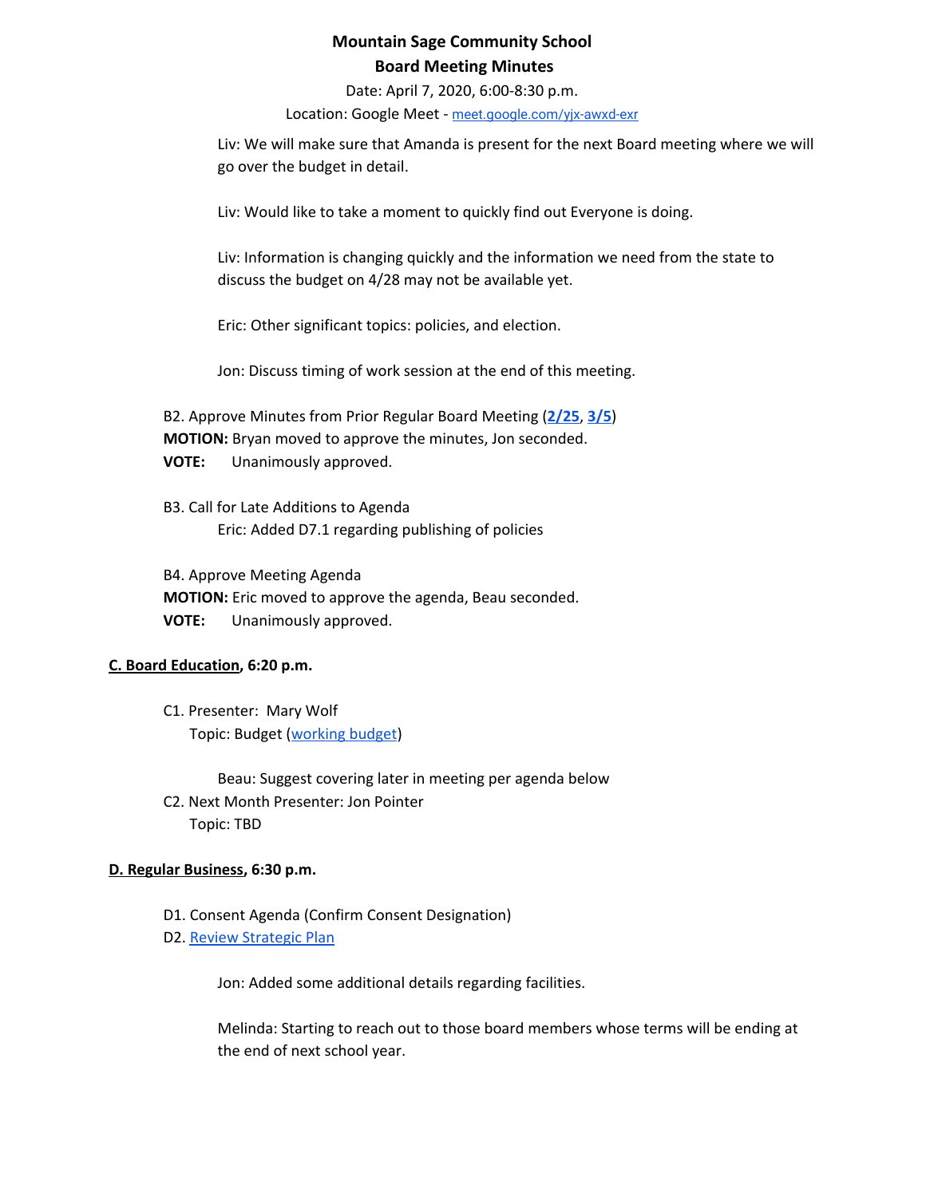# Mountain Sage Community School

## Board Meeting Minutes

Date: April 7, 2020, 6:00-8:30 p.m.

Location: Google Meet - meet.google.com/yjx-awxd-exr

Liv: We will make sure that Amanda is present for the next Board meeting where we will go over the budget in detail.

Liv: Would like to take a moment to quickly find out Everyone is doing.

Liv: Information is changing quickly and the information we need from the state to discuss the budget on 4/28 may not be available yet.

Eric: Other significant topics: policies, and election.

Jon: Discuss timing of work session at the end of this meeting.

B2. Approve Minutes from Prior Regular Board Meeting (**2/25**, **3/5**)

**MOTION:** Bryan moved to approve the minutes, Jon seconded.

**VOTE:** Unanimously approved.

B3. Call for Late Additions to Agenda

Eric: Added D7.1 regarding publishing of policies

B4. Approve Meeting Agenda

**MOTION:** Eric moved to approve the agenda, Beau seconded.

**VOTE:** Unanimously approved.

**C. Board Education, 6:20 p.m.**

C1. Presenter: Mary Wolf
Topic: Budget (working budget)

Beau: Suggest covering later in meeting per agenda below

C2. Next Month Presenter: Jon Pointer
Topic: TBD

**D. Regular Business, 6:30 p.m.**

D1. Consent Agenda (Confirm Consent Designation)

D2. Review Strategic Plan

Jon: Added some additional details regarding facilities.

Melinda: Starting to reach out to those board members whose terms will be ending at the end of next school year.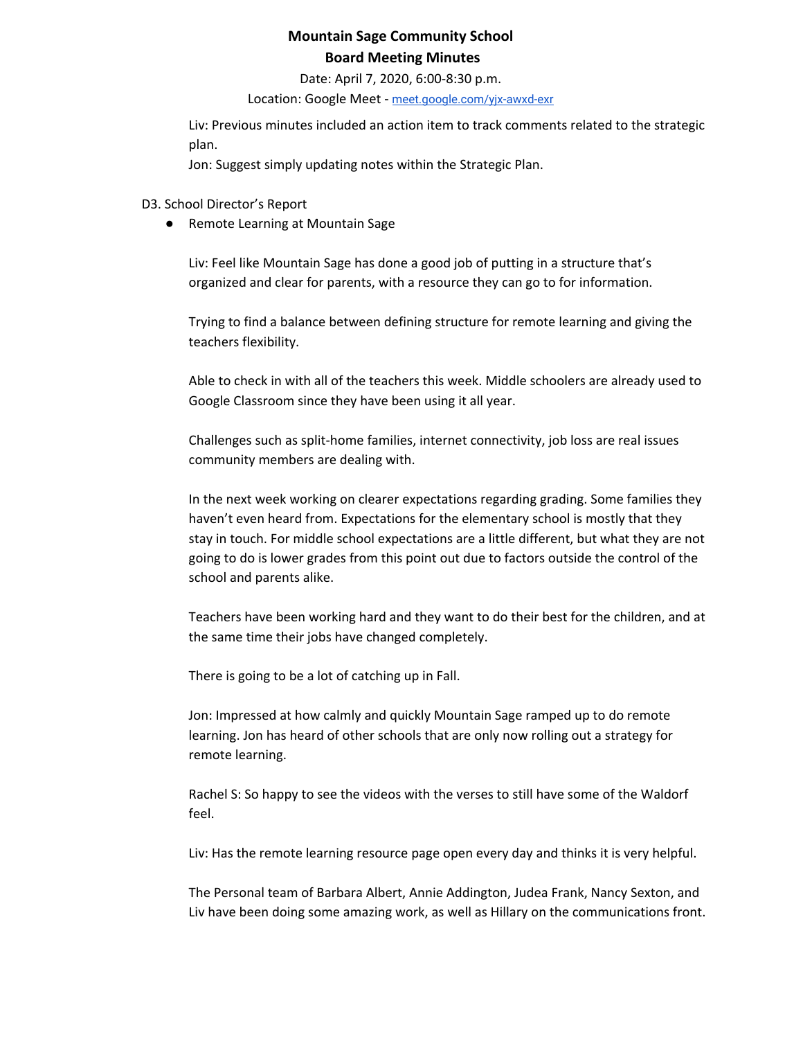Liv: Previous minutes included an action item to track comments related to the strategic plan.

Jon: Suggest simply updating notes within the Strategic Plan.

D3. School Director's Report

- Remote Learning at Mountain Sage

Liv: Feel like Mountain Sage has done a good job of putting in a structure that's organized and clear for parents, with a resource they can go to for information.

Trying to find a balance between defining structure for remote learning and giving the teachers flexibility.

Able to check in with all of the teachers this week. Middle schoolers are already used to Google Classroom since they have been using it all year.

Challenges such as split-home families, internet connectivity, job loss are real issues community members are dealing with.

In the next week working on clearer expectations regarding grading. Some families they haven't even heard from. Expectations for the elementary school is mostly that they stay in touch. For middle school expectations are a little different, but what they are not going to do is lower grades from this point out due to factors outside the control of the school and parents alike.

Teachers have been working hard and they want to do their best for the children, and at the same time their jobs have changed completely.

There is going to be a lot of catching up in Fall.

Jon: Impressed at how calmly and quickly Mountain Sage ramped up to do remote learning. Jon has heard of other schools that are only now rolling out a strategy for remote learning.

Rachel S: So happy to see the videos with the verses to still have some of the Waldorf feel.

Liv: Has the remote learning resource page open every day and thinks it is very helpful.

The Personal team of Barbara Albert, Annie Addington, Judea Frank, Nancy Sexton, and Liv have been doing some amazing work, as well as Hillary on the communications front.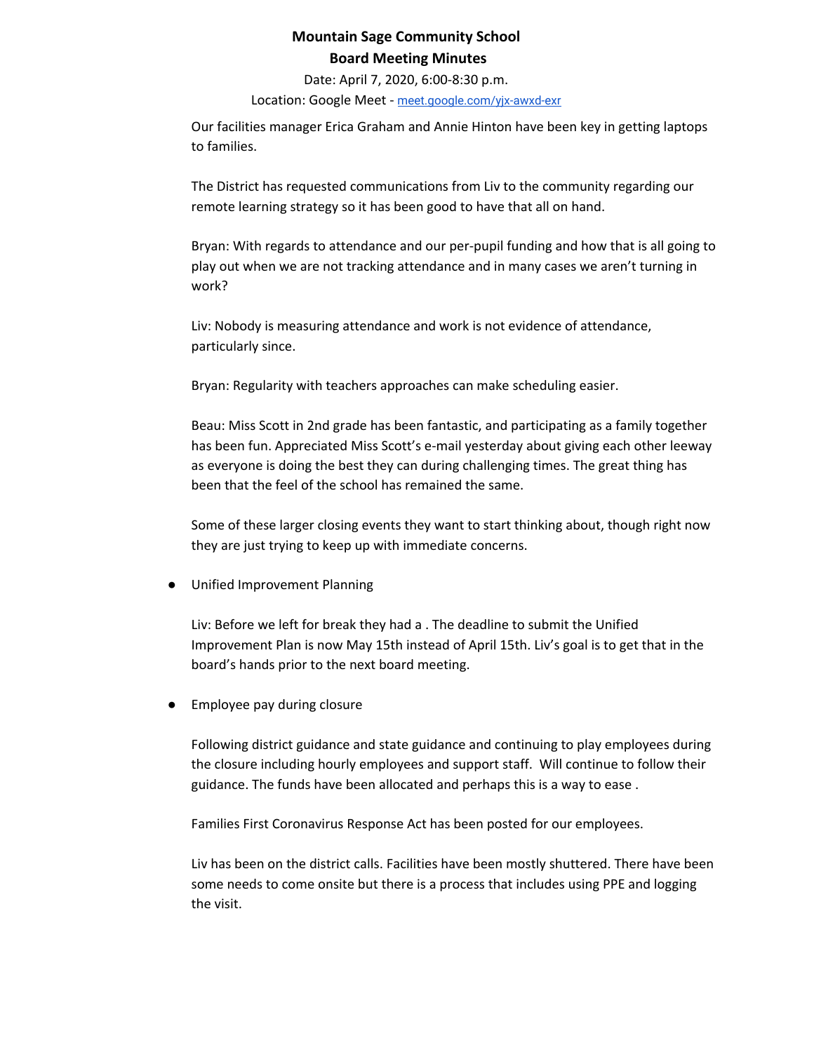**Mountain Sage Community School**
**Board Meeting Minutes**

Date: April 7, 2020, 6:00-8:30 p.m.
Location: Google Meet - meet.google.com/yjx-awxd-exr

Our facilities manager Erica Graham and Annie Hinton have been key in getting laptops to families.

The District has requested communications from Liv to the community regarding our remote learning strategy so it has been good to have that all on hand.

Bryan: With regards to attendance and our per-pupil funding and how that is all going to play out when we are not tracking attendance and in many cases we aren't turning in work?

Liv: Nobody is measuring attendance and work is not evidence of attendance, particularly since.

Bryan: Regularity with teachers approaches can make scheduling easier.

Beau: Miss Scott in 2nd grade has been fantastic, and participating as a family together has been fun. Appreciated Miss Scott's e-mail yesterday about giving each other leeway as everyone is doing the best they can during challenging times. The great thing has been that the feel of the school has remained the same.

Some of these larger closing events they want to start thinking about, though right now they are just trying to keep up with immediate concerns.

- Unified Improvement Planning

  Liv: Before we left for break they had a . The deadline to submit the Unified Improvement Plan is now May 15th instead of April 15th. Liv's goal is to get that in the board's hands prior to the next board meeting.

- Employee pay during closure

  Following district guidance and state guidance and continuing to play employees during the closure including hourly employees and support staff. Will continue to follow their guidance. The funds have been allocated and perhaps this is a way to ease .

  Families First Coronavirus Response Act has been posted for our employees.

  Liv has been on the district calls. Facilities have been mostly shuttered. There have been some needs to come onsite but there is a process that includes using PPE and logging the visit.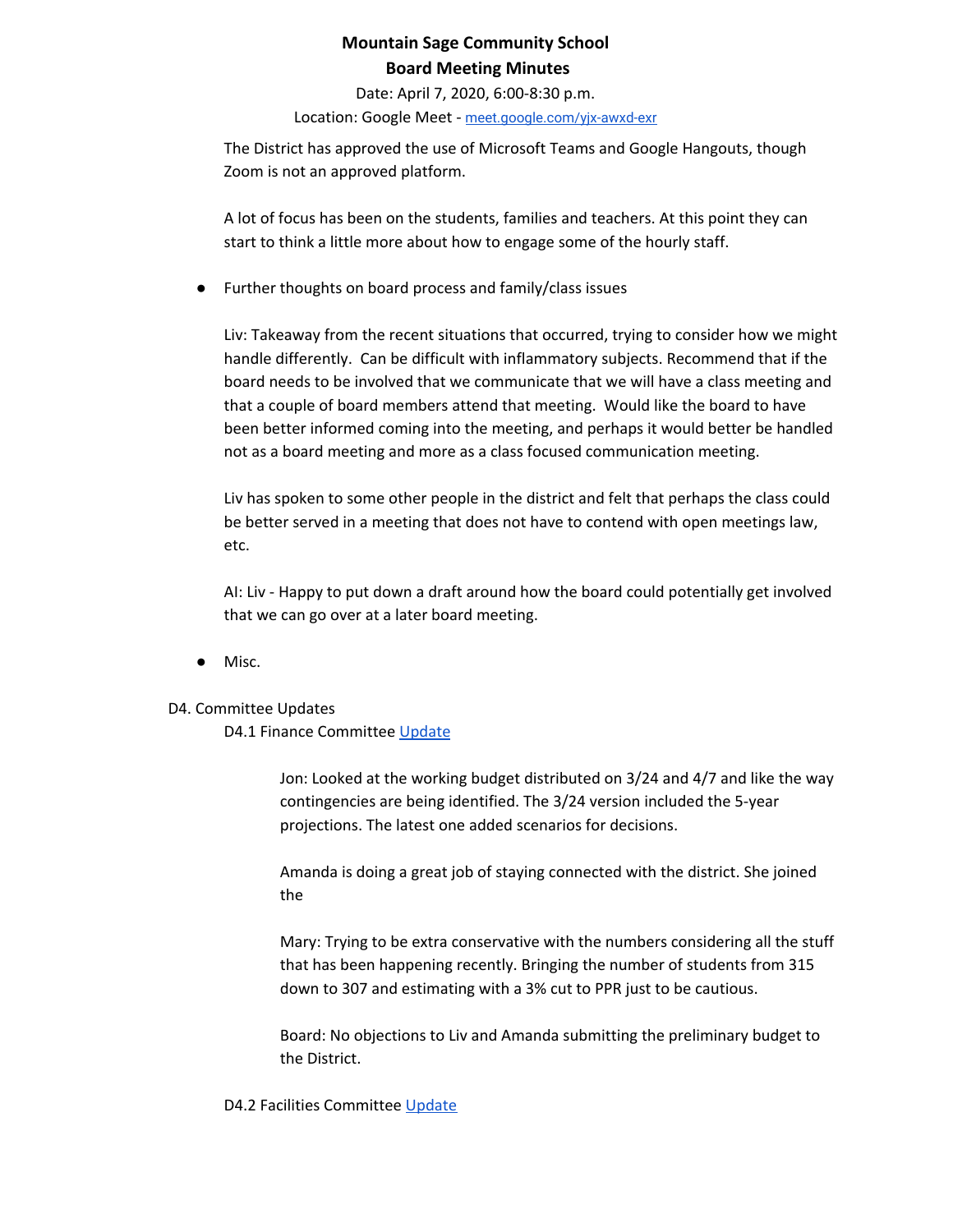**Mountain Sage Community School**
**Board Meeting Minutes**
Date: April 7, 2020, 6:00-8:30 p.m.
Location: Google Meet - meet.google.com/yjx-awxd-exr

The District has approved the use of Microsoft Teams and Google Hangouts, though Zoom is not an approved platform.

A lot of focus has been on the students, families and teachers. At this point they can start to think a little more about how to engage some of the hourly staff.

- Further thoughts on board process and family/class issues

  Liv: Takeaway from the recent situations that occurred, trying to consider how we might handle differently. Can be difficult with inflammatory subjects. Recommend that if the board needs to be involved that we communicate that we will have a class meeting and that a couple of board members attend that meeting. Would like the board to have been better informed coming into the meeting, and perhaps it would better be handled not as a board meeting and more as a class focused communication meeting.

  Liv has spoken to some other people in the district and felt that perhaps the class could be better served in a meeting that does not have to contend with open meetings law, etc.

  AI: Liv - Happy to put down a draft around how the board could potentially get involved that we can go over at a later board meeting.

- Misc.

D4. Committee Updates

D4.1 Finance Committee Update

Jon: Looked at the working budget distributed on 3/24 and 4/7 and like the way contingencies are being identified. The 3/24 version included the 5-year projections. The latest one added scenarios for decisions.

Amanda is doing a great job of staying connected with the district. She joined the

Mary: Trying to be extra conservative with the numbers considering all the stuff that has been happening recently. Bringing the number of students from 315 down to 307 and estimating with a 3% cut to PPR just to be cautious.

Board: No objections to Liv and Amanda submitting the preliminary budget to the District.

D4.2 Facilities Committee Update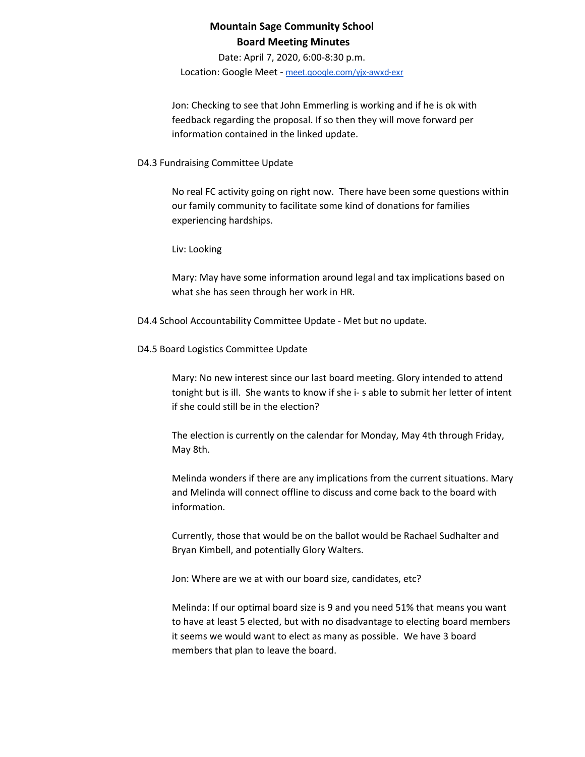**Mountain Sage Community School**
**Board Meeting Minutes**

Date: April 7, 2020, 6:00-8:30 p.m.
Location: Google Meet - meet.google.com/yjx-awxd-exr

Jon: Checking to see that John Emmerling is working and if he is ok with feedback regarding the proposal. If so then they will move forward per information contained in the linked update.

D4.3 Fundraising Committee Update

No real FC activity going on right now. There have been some questions within our family community to facilitate some kind of donations for families experiencing hardships.

Liv: Looking

Mary: May have some information around legal and tax implications based on what she has seen through her work in HR.

D4.4 School Accountability Committee Update - Met but no update.

D4.5 Board Logistics Committee Update

Mary: No new interest since our last board meeting. Glory intended to attend tonight but is ill. She wants to know if she i- s able to submit her letter of intent if she could still be in the election?

The election is currently on the calendar for Monday, May 4th through Friday, May 8th.

Melinda wonders if there are any implications from the current situations. Mary and Melinda will connect offline to discuss and come back to the board with information.

Currently, those that would be on the ballot would be Rachael Sudhalter and Bryan Kimbell, and potentially Glory Walters.

Jon: Where are we at with our board size, candidates, etc?

Melinda: If our optimal board size is 9 and you need 51% that means you want to have at least 5 elected, but with no disadvantage to electing board members it seems we would want to elect as many as possible. We have 3 board members that plan to leave the board.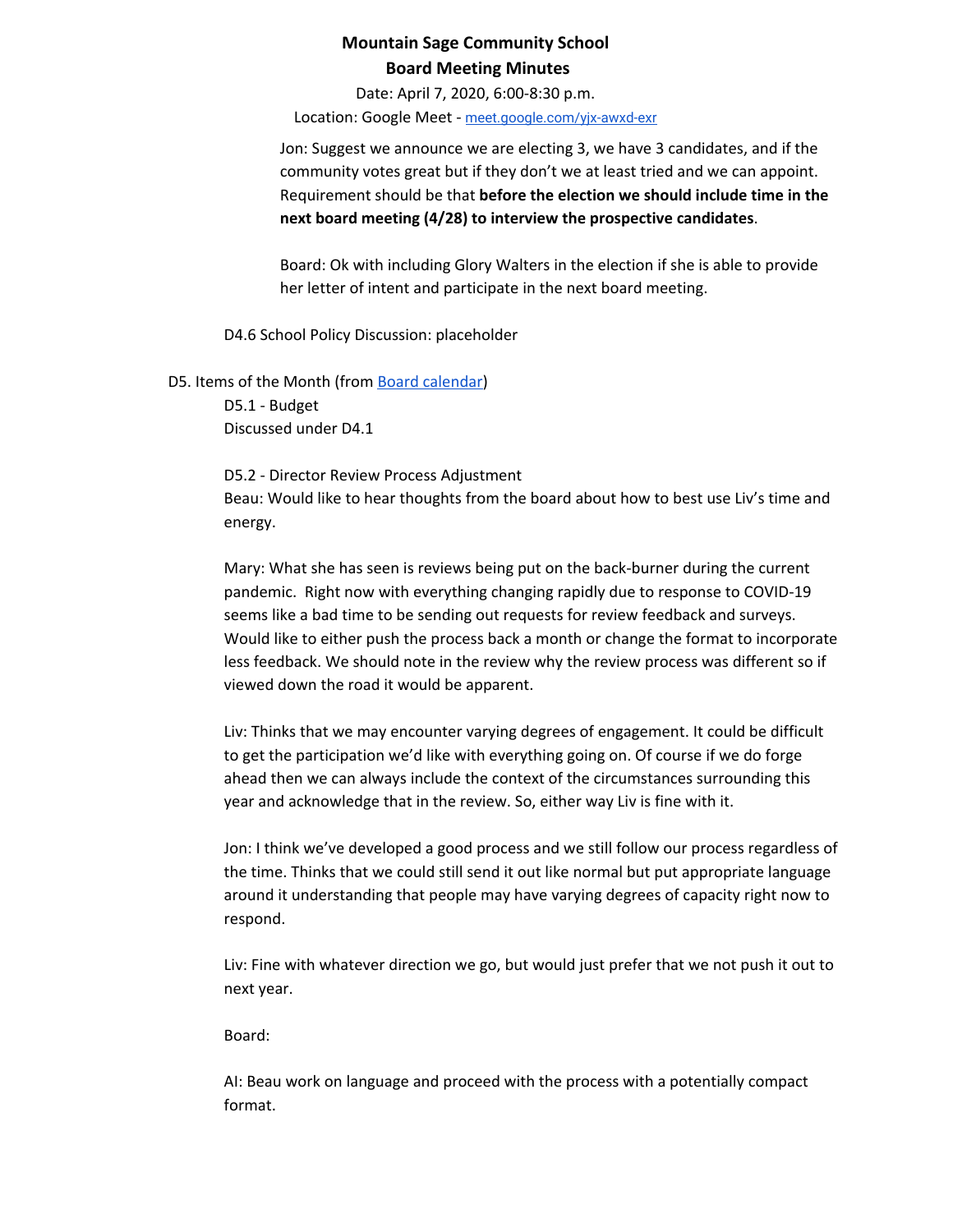**Mountain Sage Community School**
**Board Meeting Minutes**

Date: April 7, 2020, 6:00-8:30 p.m.
Location: Google Meet - meet.google.com/yjx-awxd-exr

Jon: Suggest we announce we are electing 3, we have 3 candidates, and if the community votes great but if they don't we at least tried and we can appoint. Requirement should be that **before the election we should include time in the next board meeting (4/28) to interview the prospective candidates**.

Board: Ok with including Glory Walters in the election if she is able to provide her letter of intent and participate in the next board meeting.

D4.6 School Policy Discussion: placeholder

D5. Items of the Month (from Board calendar)

D5.1 - Budget
Discussed under D4.1

D5.2 - Director Review Process Adjustment
Beau: Would like to hear thoughts from the board about how to best use Liv's time and energy.

Mary: What she has seen is reviews being put on the back-burner during the current pandemic. Right now with everything changing rapidly due to response to COVID-19 seems like a bad time to be sending out requests for review feedback and surveys. Would like to either push the process back a month or change the format to incorporate less feedback. We should note in the review why the review process was different so if viewed down the road it would be apparent.

Liv: Thinks that we may encounter varying degrees of engagement. It could be difficult to get the participation we'd like with everything going on. Of course if we do forge ahead then we can always include the context of the circumstances surrounding this year and acknowledge that in the review. So, either way Liv is fine with it.

Jon: I think we've developed a good process and we still follow our process regardless of the time. Thinks that we could still send it out like normal but put appropriate language around it understanding that people may have varying degrees of capacity right now to respond.

Liv: Fine with whatever direction we go, but would just prefer that we not push it out to next year.

Board:

AI: Beau work on language and proceed with the process with a potentially compact format.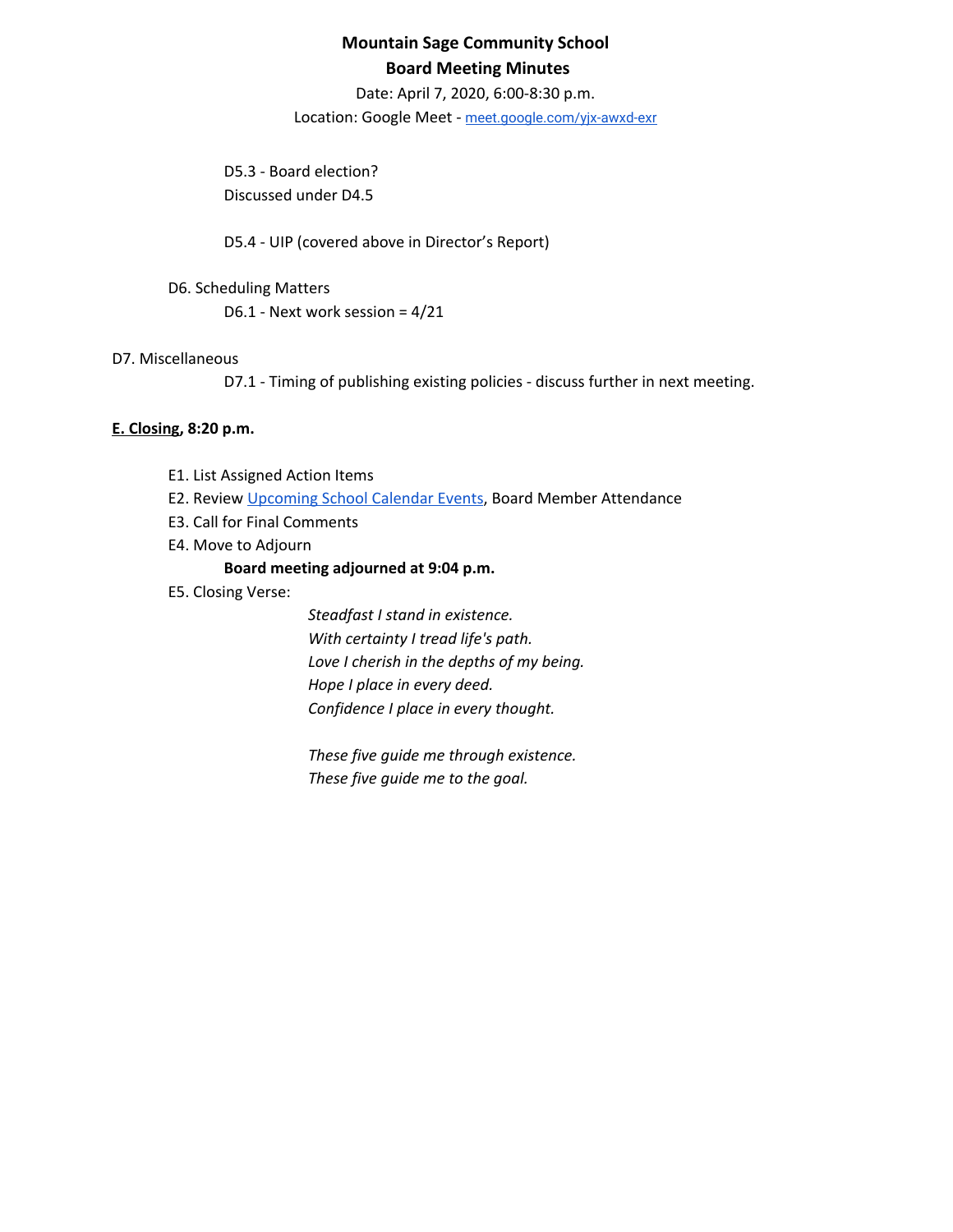D5.3 - Board election?
Discussed under D4.5

D5.4 - UIP (covered above in Director's Report)

D6. Scheduling Matters

D6.1 - Next work session = 4/21

D7. Miscellaneous

D7.1 - Timing of publishing existing policies - discuss further in next meeting.

**E. Closing, 8:20 p.m.**

E1. List Assigned Action Items

E2. Review Upcoming School Calendar Events, Board Member Attendance

E3. Call for Final Comments

E4. Move to Adjourn

**Board meeting adjourned at 9:04 p.m.**

E5. Closing Verse:

*Steadfast I stand in existence.*
*With certainty I tread life's path.*
*Love I cherish in the depths of my being.*
*Hope I place in every deed.*
*Confidence I place in every thought.*

*These five guide me through existence.*
*These five guide me to the goal.*